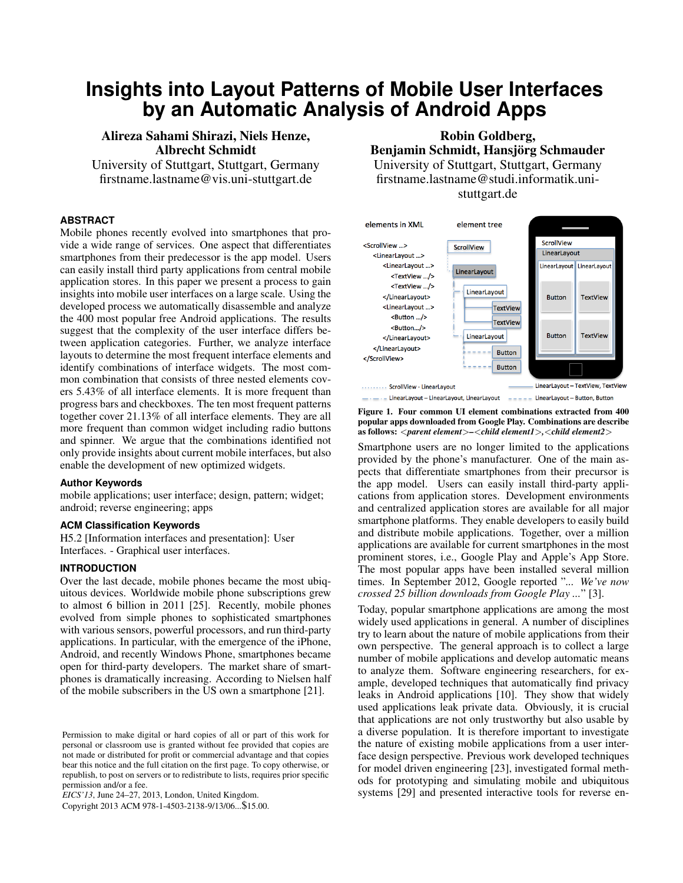# Insights into Layout Patterns of Mobile User Interfaces by an Automatic Analysis of Android Apps

**Alireza Sahami Shirazi, Niels Henze, Albrecht Schmidt**
University of Stuttgart, Stuttgart, Germany
firstname.lastname@vis.uni-stuttgart.de

**Robin Goldberg, Benjamin Schmidt, Hansjörg Schmauder**
University of Stuttgart, Stuttgart, Germany
firstname.lastname@studi.informatik.uni-stuttgart.de

### ABSTRACT

Mobile phones recently evolved into smartphones that provide a wide range of services. One aspect that differentiates smartphones from their predecessor is the app model. Users can easily install third party applications from central mobile application stores. In this paper we present a process to gain insights into mobile user interfaces on a large scale. Using the developed process we automatically disassemble and analyze the 400 most popular free Android applications. The results suggest that the complexity of the user interface differs between application categories. Further, we analyze interface layouts to determine the most frequent interface elements and identify combinations of interface widgets. The most common combination that consists of three nested elements covers 5.43% of all interface elements. It is more frequent than progress bars and checkboxes. The ten most frequent patterns together cover 21.13% of all interface elements. They are all more frequent than common widget including radio buttons and spinner. We argue that the combinations identified not only provide insights about current mobile interfaces, but also enable the development of new optimized widgets.

### Author Keywords

mobile applications; user interface; design, pattern; widget; android; reverse engineering; apps

### ACM Classification Keywords

H5.2 [Information interfaces and presentation]: User Interfaces. - Graphical user interfaces.

### INTRODUCTION

Over the last decade, mobile phones became the most ubiquitous devices. Worldwide mobile phone subscriptions grew to almost 6 billion in 2011 [25]. Recently, mobile phones evolved from simple phones to sophisticated smartphones with various sensors, powerful processors, and run third-party applications. In particular, with the emergence of the iPhone, Android, and recently Windows Phone, smartphones became open for third-party developers. The market share of smartphones is dramatically increasing. According to Nielsen half of the mobile subscribers in the US own a smartphone [21].

Permission to make digital or hard copies of all or part of this work for personal or classroom use is granted without fee provided that copies are not made or distributed for profit or commercial advantage and that copies bear this notice and the full citation on the first page. To copy otherwise, or republish, to post on servers or to redistribute to lists, requires prior specific permission and/or a fee.
*EICS'13*, June 24–27, 2013, London, United Kingdom.
Copyright 2013 ACM 978-1-4503-2138-9/13/06...$15.00.

**Figure 1. Four common UI element combinations extracted from 400 popular apps downloaded from Google Play. Combinations are describe as follows: <*parent element*>–<*child element1*>,<*child element2*>**

Smartphone users are no longer limited to the applications provided by the phone's manufacturer. One of the main aspects that differentiate smartphones from their precursor is the app model. Users can easily install third-party applications from application stores. Development environments and centralized application stores are available for all major smartphone platforms. They enable developers to easily build and distribute mobile applications. Together, over a million applications are available for current smartphones in the most prominent stores, i.e., Google Play and Apple's App Store. The most popular apps have been installed several million times. In September 2012, Google reported "*... We've now crossed 25 billion downloads from Google Play ...*" [3].

Today, popular smartphone applications are among the most widely used applications in general. A number of disciplines try to learn about the nature of mobile applications from their own perspective. The general approach is to collect a large number of mobile applications and develop automatic means to analyze them. Software engineering researchers, for example, developed techniques that automatically find privacy leaks in Android applications [10]. They show that widely used applications leak private data. Obviously, it is crucial that applications are not only trustworthy but also usable by a diverse population. It is therefore important to investigate the nature of existing mobile applications from a user interface design perspective. Previous work developed techniques for model driven engineering [23], investigated formal methods for prototyping and simulating mobile and ubiquitous systems [29] and presented interactive tools for reverse en-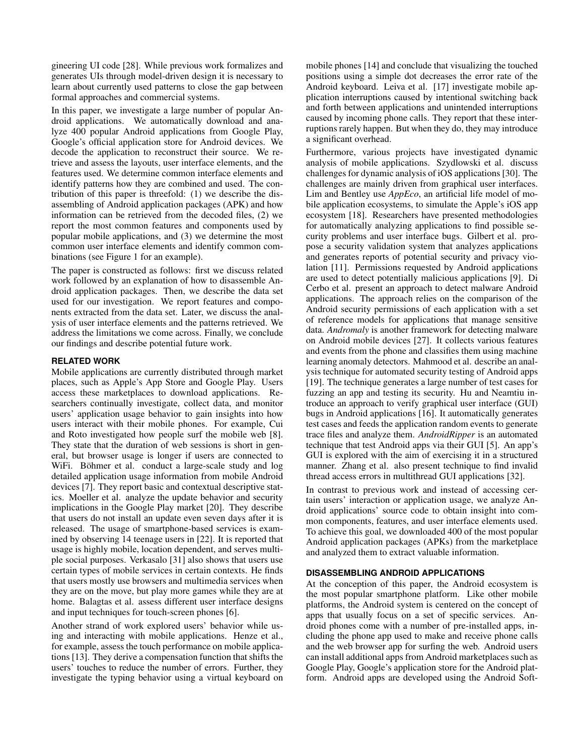gineering UI code [28]. While previous work formalizes and generates UIs through model-driven design it is necessary to learn about currently used patterns to close the gap between formal approaches and commercial systems.

In this paper, we investigate a large number of popular Android applications. We automatically download and analyze 400 popular Android applications from Google Play, Google's official application store for Android devices. We decode the application to reconstruct their source. We retrieve and assess the layouts, user interface elements, and the features used. We determine common interface elements and identify patterns how they are combined and used. The contribution of this paper is threefold: (1) we describe the disassembling of Android application packages (APK) and how information can be retrieved from the decoded files, (2) we report the most common features and components used by popular mobile applications, and (3) we determine the most common user interface elements and identify common combinations (see Figure 1 for an example).

The paper is constructed as follows: first we discuss related work followed by an explanation of how to disassemble Android application packages. Then, we describe the data set used for our investigation. We report features and components extracted from the data set. Later, we discuss the analysis of user interface elements and the patterns retrieved. We address the limitations we come across. Finally, we conclude our findings and describe potential future work.

## RELATED WORK

Mobile applications are currently distributed through market places, such as Apple's App Store and Google Play. Users access these marketplaces to download applications. Researchers continually investigate, collect data, and monitor users' application usage behavior to gain insights into how users interact with their mobile phones. For example, Cui and Roto investigated how people surf the mobile web [8]. They state that the duration of web sessions is short in general, but browser usage is longer if users are connected to WiFi. Böhmer et al. conduct a large-scale study and log detailed application usage information from mobile Android devices [7]. They report basic and contextual descriptive statics. Moeller et al. analyze the update behavior and security implications in the Google Play market [20]. They describe that users do not install an update even seven days after it is released. The usage of smartphone-based services is examined by observing 14 teenage users in [22]. It is reported that usage is highly mobile, location dependent, and serves multiple social purposes. Verkasalo [31] also shows that users use certain types of mobile services in certain contexts. He finds that users mostly use browsers and multimedia services when they are on the move, but play more games while they are at home. Balagtas et al. assess different user interface designs and input techniques for touch-screen phones [6].

Another strand of work explored users' behavior while using and interacting with mobile applications. Henze et al., for example, assess the touch performance on mobile applications [13]. They derive a compensation function that shifts the users' touches to reduce the number of errors. Further, they investigate the typing behavior using a virtual keyboard on mobile phones [14] and conclude that visualizing the touched positions using a simple dot decreases the error rate of the Android keyboard. Leiva et al. [17] investigate mobile application interruptions caused by intentional switching back and forth between applications and unintended interruptions caused by incoming phone calls. They report that these interruptions rarely happen. But when they do, they may introduce a significant overhead.

Furthermore, various projects have investigated dynamic analysis of mobile applications. Szydlowski et al. discuss challenges for dynamic analysis of iOS applications [30]. The challenges are mainly driven from graphical user interfaces. Lim and Bentley use *AppEco*, an artificial life model of mobile application ecosystems, to simulate the Apple's iOS app ecosystem [18]. Researchers have presented methodologies for automatically analyzing applications to find possible security problems and user interface bugs. Gilbert et al. propose a security validation system that analyzes applications and generates reports of potential security and privacy violation [11]. Permissions requested by Android applications are used to detect potentially malicious applications [9]. Di Cerbo et al. present an approach to detect malware Android applications. The approach relies on the comparison of the Android security permissions of each application with a set of reference models for applications that manage sensitive data. *Andromaly* is another framework for detecting malware on Android mobile devices [27]. It collects various features and events from the phone and classifies them using machine learning anomaly detectors. Mahmood et al. describe an analysis technique for automated security testing of Android apps [19]. The technique generates a large number of test cases for fuzzing an app and testing its security. Hu and Neamtiu introduce an approach to verify graphical user interface (GUI) bugs in Android applications [16]. It automatically generates test cases and feeds the application random events to generate trace files and analyze them. *AndroidRipper* is an automated technique that test Android apps via their GUI [5]. An app's GUI is explored with the aim of exercising it in a structured manner. Zhang et al. also present technique to find invalid thread access errors in multithread GUI applications [32].

In contrast to previous work and instead of accessing certain users' interaction or application usage, we analyze Android applications' source code to obtain insight into common components, features, and user interface elements used. To achieve this goal, we downloaded 400 of the most popular Android application packages (APKs) from the marketplace and analyzed them to extract valuable information.

## DISASSEMBLING ANDROID APPLICATIONS

At the conception of this paper, the Android ecosystem is the most popular smartphone platform. Like other mobile platforms, the Android system is centered on the concept of apps that usually focus on a set of specific services. Android phones come with a number of pre-installed apps, including the phone app used to make and receive phone calls and the web browser app for surfing the web. Android users can install additional apps from Android marketplaces such as Google Play, Google's application store for the Android platform. Android apps are developed using the Android Soft-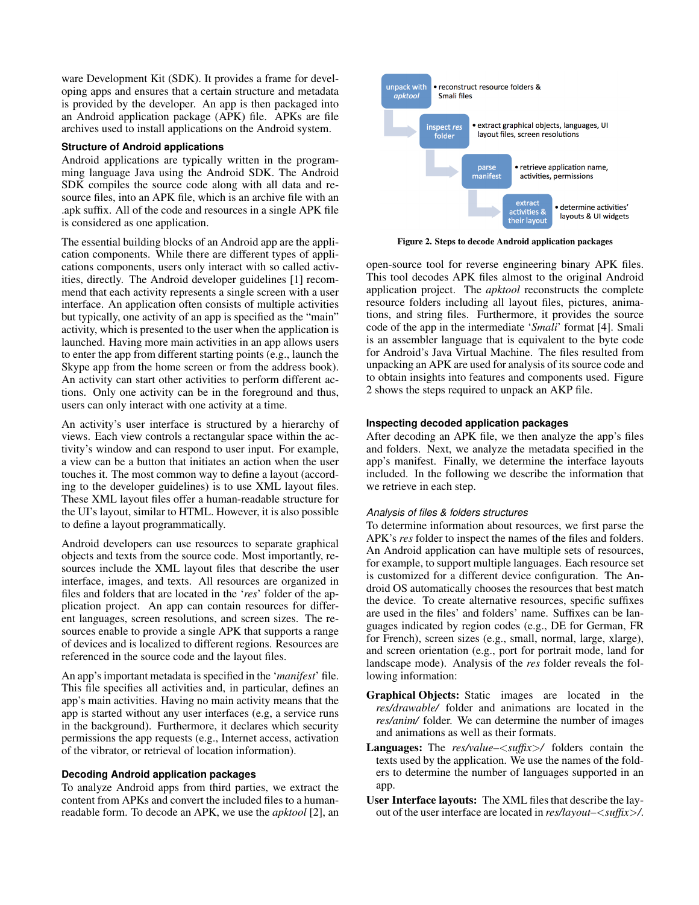ware Development Kit (SDK). It provides a frame for developing apps and ensures that a certain structure and metadata is provided by the developer. An app is then packaged into an Android application package (APK) file. APKs are file archives used to install applications on the Android system.

### Structure of Android applications

Android applications are typically written in the programming language Java using the Android SDK. The Android SDK compiles the source code along with all data and resource files, into an APK file, which is an archive file with an .apk suffix. All of the code and resources in a single APK file is considered as one application.

The essential building blocks of an Android app are the application components. While there are different types of applications components, users only interact with so called activities, directly. The Android developer guidelines [1] recommend that each activity represents a single screen with a user interface. An application often consists of multiple activities but typically, one activity of an app is specified as the "main" activity, which is presented to the user when the application is launched. Having more main activities in an app allows users to enter the app from different starting points (e.g., launch the Skype app from the home screen or from the address book). An activity can start other activities to perform different actions. Only one activity can be in the foreground and thus, users can only interact with one activity at a time.

An activity's user interface is structured by a hierarchy of views. Each view controls a rectangular space within the activity's window and can respond to user input. For example, a view can be a button that initiates an action when the user touches it. The most common way to define a layout (according to the developer guidelines) is to use XML layout files. These XML layout files offer a human-readable structure for the UI's layout, similar to HTML. However, it is also possible to define a layout programmatically.

Android developers can use resources to separate graphical objects and texts from the source code. Most importantly, resources include the XML layout files that describe the user interface, images, and texts. All resources are organized in files and folders that are located in the '*res*' folder of the application project. An app can contain resources for different languages, screen resolutions, and screen sizes. The resources enable to provide a single APK that supports a range of devices and is localized to different regions. Resources are referenced in the source code and the layout files.

An app's important metadata is specified in the '*manifest*' file. This file specifies all activities and, in particular, defines an app's main activities. Having no main activity means that the app is started without any user interfaces (e.g, a service runs in the background). Furthermore, it declares which security permissions the app requests (e.g., Internet access, activation of the vibrator, or retrieval of location information).

### Decoding Android application packages

To analyze Android apps from third parties, we extract the content from APKs and convert the included files to a human-readable form. To decode an APK, we use the *apktool* [2], an

- unpack with *apktool*: reconstruct resource folders & Smali files
- inspect *res* folder: extract graphical objects, languages, UI layout files, screen resolutions
- parse manifest: retrieve application name, activities, permissions
- extract activities & their layout: determine activities' layouts & UI widgets

**Figure 2. Steps to decode Android application packages**

open-source tool for reverse engineering binary APK files. This tool decodes APK files almost to the original Android application project. The *apktool* reconstructs the complete resource folders including all layout files, pictures, animations, and string files. Furthermore, it provides the source code of the app in the intermediate '*Smali*' format [4]. Smali is an assembler language that is equivalent to the byte code for Android's Java Virtual Machine. The files resulted from unpacking an APK are used for analysis of its source code and to obtain insights into features and components used. Figure 2 shows the steps required to unpack an AKP file.

### Inspecting decoded application packages

After decoding an APK file, we then analyze the app's files and folders. Next, we analyze the metadata specified in the app's manifest. Finally, we determine the interface layouts included. In the following we describe the information that we retrieve in each step.

#### *Analysis of files & folders structures*

To determine information about resources, we first parse the APK's *res* folder to inspect the names of the files and folders. An Android application can have multiple sets of resources, for example, to support multiple languages. Each resource set is customized for a different device configuration. The Android OS automatically chooses the resources that best match the device. To create alternative resources, specific suffixes are used in the files' and folders' name. Suffixes can be languages indicated by region codes (e.g., DE for German, FR for French), screen sizes (e.g., small, normal, large, xlarge), and screen orientation (e.g., port for portrait mode, land for landscape mode). Analysis of the *res* folder reveals the following information:

**Graphical Objects:** Static images are located in the *res/drawable/* folder and animations are located in the *res/anim/* folder. We can determine the number of images and animations as well as their formats.

**Languages:** The *res/value–<suffix>/* folders contain the texts used by the application. We use the names of the folders to determine the number of languages supported in an app.

**User Interface layouts:** The XML files that describe the layout of the user interface are located in *res/layout–<suffix>/*.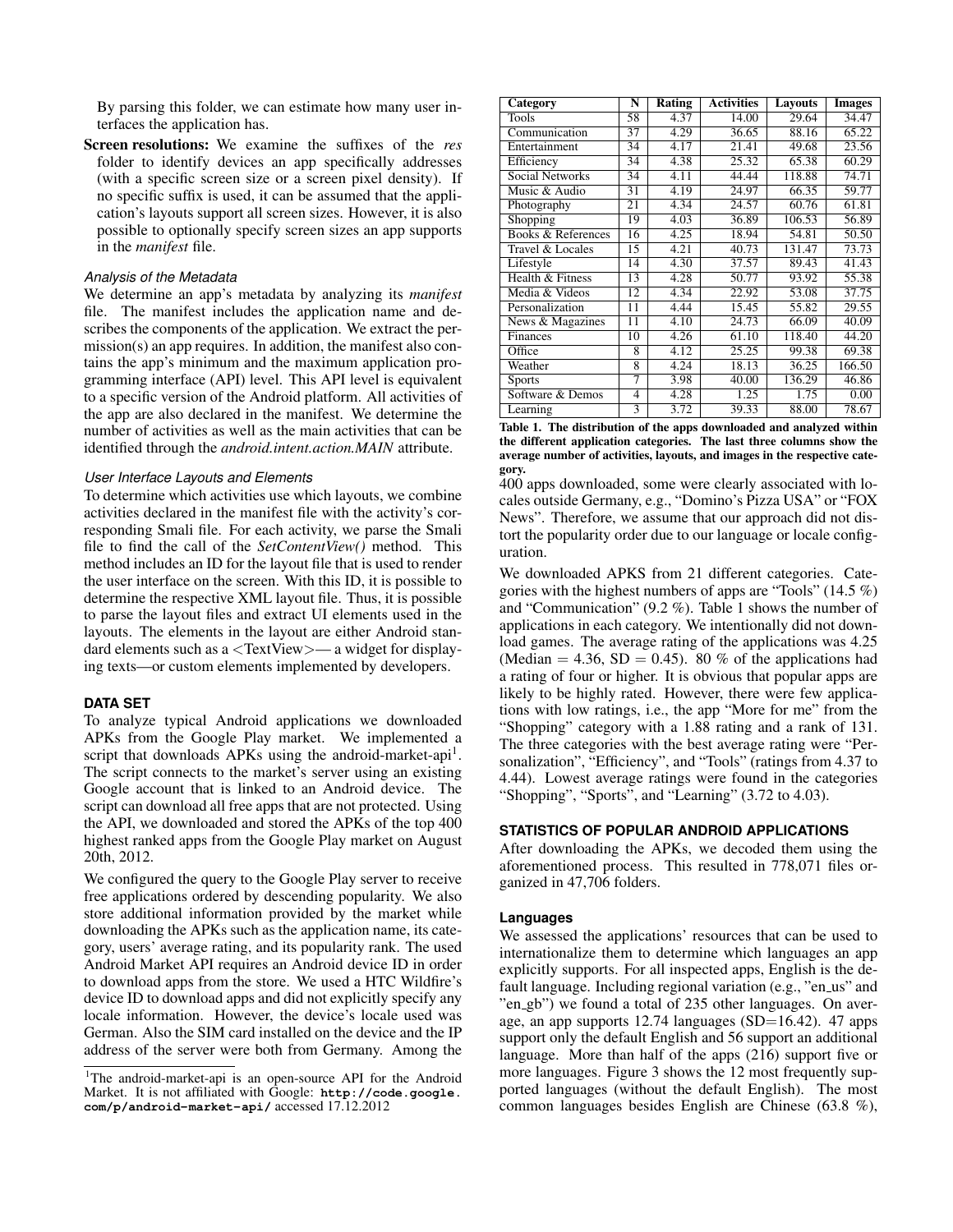By parsing this folder, we can estimate how many user interfaces the application has.

**Screen resolutions:** We examine the suffixes of the *res* folder to identify devices an app specifically addresses (with a specific screen size or a screen pixel density). If no specific suffix is used, it can be assumed that the application's layouts support all screen sizes. However, it is also possible to optionally specify screen sizes an app supports in the *manifest* file.

### *Analysis of the Metadata*

We determine an app's metadata by analyzing its *manifest* file. The manifest includes the application name and describes the components of the application. We extract the permission(s) an app requires. In addition, the manifest also contains the app's minimum and the maximum application programming interface (API) level. This API level is equivalent to a specific version of the Android platform. All activities of the app are also declared in the manifest. We determine the number of activities as well as the main activities that can be identified through the *android.intent.action.MAIN* attribute.

### *User Interface Layouts and Elements*

To determine which activities use which layouts, we combine activities declared in the manifest file with the activity's corresponding Smali file. For each activity, we parse the Smali file to find the call of the *SetContentView()* method. This method includes an ID for the layout file that is used to render the user interface on the screen. With this ID, it is possible to determine the respective XML layout file. Thus, it is possible to parse the layout files and extract UI elements used in the layouts. The elements in the layout are either Android standard elements such as a <TextView>— a widget for displaying texts—or custom elements implemented by developers.

## DATA SET

To analyze typical Android applications we downloaded APKs from the Google Play market. We implemented a script that downloads APKs using the android-market-api[1]. The script connects to the market's server using an existing Google account that is linked to an Android device. The script can download all free apps that are not protected. Using the API, we downloaded and stored the APKs of the top 400 highest ranked apps from the Google Play market on August 20th, 2012.

We configured the query to the Google Play server to receive free applications ordered by descending popularity. We also store additional information provided by the market while downloading the APKs such as the application name, its category, users' average rating, and its popularity rank. The used Android Market API requires an Android device ID in order to download apps from the store. We used a HTC Wildfire's device ID to download apps and did not explicitly specify any locale information. However, the device's locale used was German. Also the SIM card installed on the device and the IP address of the server were both from Germany. Among the 400 apps downloaded, some were clearly associated with locales outside Germany, e.g., "Domino's Pizza USA" or "FOX News". Therefore, we assume that our approach did not distort the popularity order due to our language or locale configuration.

| Category | N | Rating | Activities | Layouts | Images |
|---|---|---|---|---|---|
| Tools | 58 | 4.37 | 14.00 | 29.64 | 34.47 |
| Communication | 37 | 4.29 | 36.65 | 88.16 | 65.22 |
| Entertainment | 34 | 4.17 | 21.41 | 49.68 | 23.56 |
| Efficiency | 34 | 4.38 | 25.32 | 65.38 | 60.29 |
| Social Networks | 34 | 4.11 | 44.44 | 118.88 | 74.71 |
| Music & Audio | 31 | 4.19 | 24.97 | 66.35 | 59.77 |
| Photography | 21 | 4.34 | 24.57 | 60.76 | 61.81 |
| Shopping | 19 | 4.03 | 36.89 | 106.53 | 56.89 |
| Books & References | 16 | 4.25 | 18.94 | 54.81 | 50.50 |
| Travel & Locales | 15 | 4.21 | 40.73 | 131.47 | 73.73 |
| Lifestyle | 14 | 4.30 | 37.57 | 89.43 | 41.43 |
| Health & Fitness | 13 | 4.28 | 50.77 | 93.92 | 55.38 |
| Media & Videos | 12 | 4.34 | 22.92 | 53.08 | 37.75 |
| Personalization | 11 | 4.44 | 15.45 | 55.82 | 29.55 |
| News & Magazines | 11 | 4.10 | 24.73 | 66.09 | 40.09 |
| Finances | 10 | 4.26 | 61.10 | 118.40 | 44.20 |
| Office | 8 | 4.12 | 25.25 | 99.38 | 69.38 |
| Weather | 8 | 4.24 | 18.13 | 36.25 | 166.50 |
| Sports | 7 | 3.98 | 40.00 | 136.29 | 46.86 |
| Software & Demos | 4 | 4.28 | 1.25 | 1.75 | 0.00 |
| Learning | 3 | 3.72 | 39.33 | 88.00 | 78.67 |

**Table 1. The distribution of the apps downloaded and analyzed within the different application categories. The last three columns show the average number of activities, layouts, and images in the respective category.**

We downloaded APKS from 21 different categories. Categories with the highest numbers of apps are "Tools" (14.5 %) and "Communication" (9.2 %). Table 1 shows the number of applications in each category. We intentionally did not download games. The average rating of the applications was 4.25 (Median = 4.36, SD = 0.45). 80 % of the applications had a rating of four or higher. It is obvious that popular apps are likely to be highly rated. However, there were few applications with low ratings, i.e., the app "More for me" from the "Shopping" category with a 1.88 rating and a rank of 131. The three categories with the best average rating were "Personalization", "Efficiency", and "Tools" (ratings from 4.37 to 4.44). Lowest average ratings were found in the categories "Shopping", "Sports", and "Learning" (3.72 to 4.03).

## STATISTICS OF POPULAR ANDROID APPLICATIONS

After downloading the APKs, we decoded them using the aforementioned process. This resulted in 778,071 files organized in 47,706 folders.

### Languages

We assessed the applications' resources that can be used to internationalize them to determine which languages an app explicitly supports. For all inspected apps, English is the default language. Including regional variation (e.g., "en_us" and "en_gb") we found a total of 235 other languages. On average, an app supports 12.74 languages (SD=16.42). 47 apps support only the default English and 56 support an additional language. More than half of the apps (216) support five or more languages. Figure 3 shows the 12 most frequently supported languages (without the default English). The most common languages besides English are Chinese (63.8 %),

[1] The android-market-api is an open-source API for the Android Market. It is not affiliated with Google: **http://code.google.com/p/android-market-api/** accessed 17.12.2012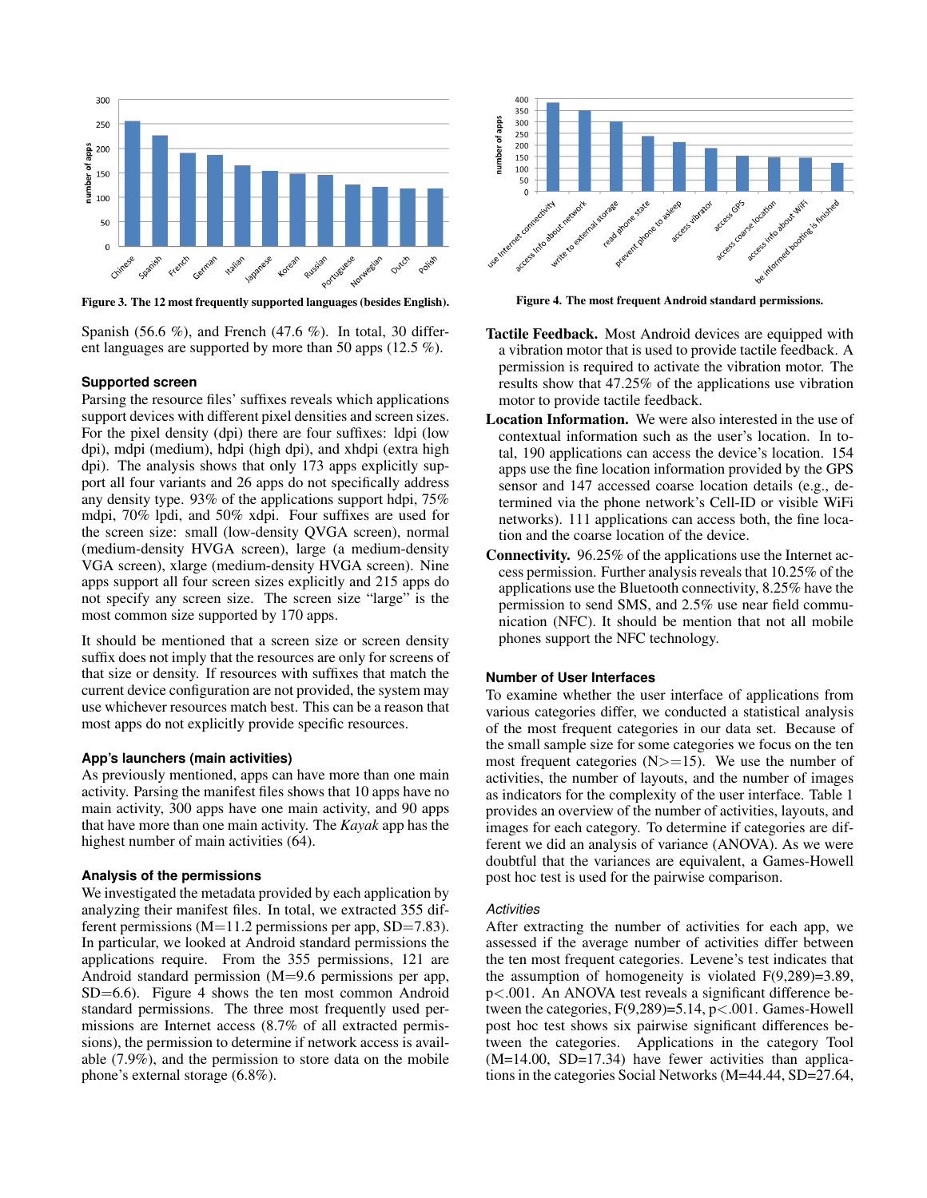Figure 3. The 12 most frequently supported languages (besides English).

Spanish (56.6 %), and French (47.6 %). In total, 30 different languages are supported by more than 50 apps (12.5 %).

### Supported screen

Parsing the resource files' suffixes reveals which applications support devices with different pixel densities and screen sizes. For the pixel density (dpi) there are four suffixes: ldpi (low dpi), mdpi (medium), hdpi (high dpi), and xhdpi (extra high dpi). The analysis shows that only 173 apps explicitly support all four variants and 26 apps do not specifically address any density type. 93% of the applications support hdpi, 75% mdpi, 70% lpdi, and 50% xdpi. Four suffixes are used for the screen size: small (low-density QVGA screen), normal (medium-density HVGA screen), large (a medium-density VGA screen), xlarge (medium-density HVGA screen). Nine apps support all four screen sizes explicitly and 215 apps do not specify any screen size. The screen size "large" is the most common size supported by 170 apps.

It should be mentioned that a screen size or screen density suffix does not imply that the resources are only for screens of that size or density. If resources with suffixes that match the current device configuration are not provided, the system may use whichever resources match best. This can be a reason that most apps do not explicitly provide specific resources.

### App's launchers (main activities)

As previously mentioned, apps can have more than one main activity. Parsing the manifest files shows that 10 apps have no main activity, 300 apps have one main activity, and 90 apps that have more than one main activity. The *Kayak* app has the highest number of main activities (64).

### Analysis of the permissions

We investigated the metadata provided by each application by analyzing their manifest files. In total, we extracted 355 different permissions (M=11.2 permissions per app, SD=7.83). In particular, we looked at Android standard permissions the applications require. From the 355 permissions, 121 are Android standard permission (M=9.6 permissions per app, SD=6.6). Figure 4 shows the ten most common Android standard permissions. The three most frequently used permissions are Internet access (8.7% of all extracted permissions), the permission to determine if network access is available (7.9%), and the permission to store data on the mobile phone's external storage (6.8%).

Figure 4. The most frequent Android standard permissions.

**Tactile Feedback.** Most Android devices are equipped with a vibration motor that is used to provide tactile feedback. A permission is required to activate the vibration motor. The results show that 47.25% of the applications use vibration motor to provide tactile feedback.

**Location Information.** We were also interested in the use of contextual information such as the user's location. In total, 190 applications can access the device's location. 154 apps use the fine location information provided by the GPS sensor and 147 accessed coarse location details (e.g., determined via the phone network's Cell-ID or visible WiFi networks). 111 applications can access both, the fine location and the coarse location of the device.

**Connectivity.** 96.25% of the applications use the Internet access permission. Further analysis reveals that 10.25% of the applications use the Bluetooth connectivity, 8.25% have the permission to send SMS, and 2.5% use near field communication (NFC). It should be mention that not all mobile phones support the NFC technology.

### Number of User Interfaces

To examine whether the user interface of applications from various categories differ, we conducted a statistical analysis of the most frequent categories in our data set. Because of the small sample size for some categories we focus on the ten most frequent categories ($N>=15$). We use the number of activities, the number of layouts, and the number of images as indicators for the complexity of the user interface. Table 1 provides an overview of the number of activities, layouts, and images for each category. To determine if categories are different we did an analysis of variance (ANOVA). As we were doubtful that the variances are equivalent, a Games-Howell post hoc test is used for the pairwise comparison.

#### *Activities*

After extracting the number of activities for each app, we assessed if the average number of activities differ between the ten most frequent categories. Levene's test indicates that the assumption of homogeneity is violated $F(9,289)=3.89$, $p<.001$. An ANOVA test reveals a significant difference between the categories, $F(9,289)=5.14$, $p<.001$. Games-Howell post hoc test shows six pairwise significant differences between the categories. Applications in the category Tool ($M=14.00$, $SD=17.34$) have fewer activities than applications in the categories Social Networks ($M=44.44$, $SD=27.64$,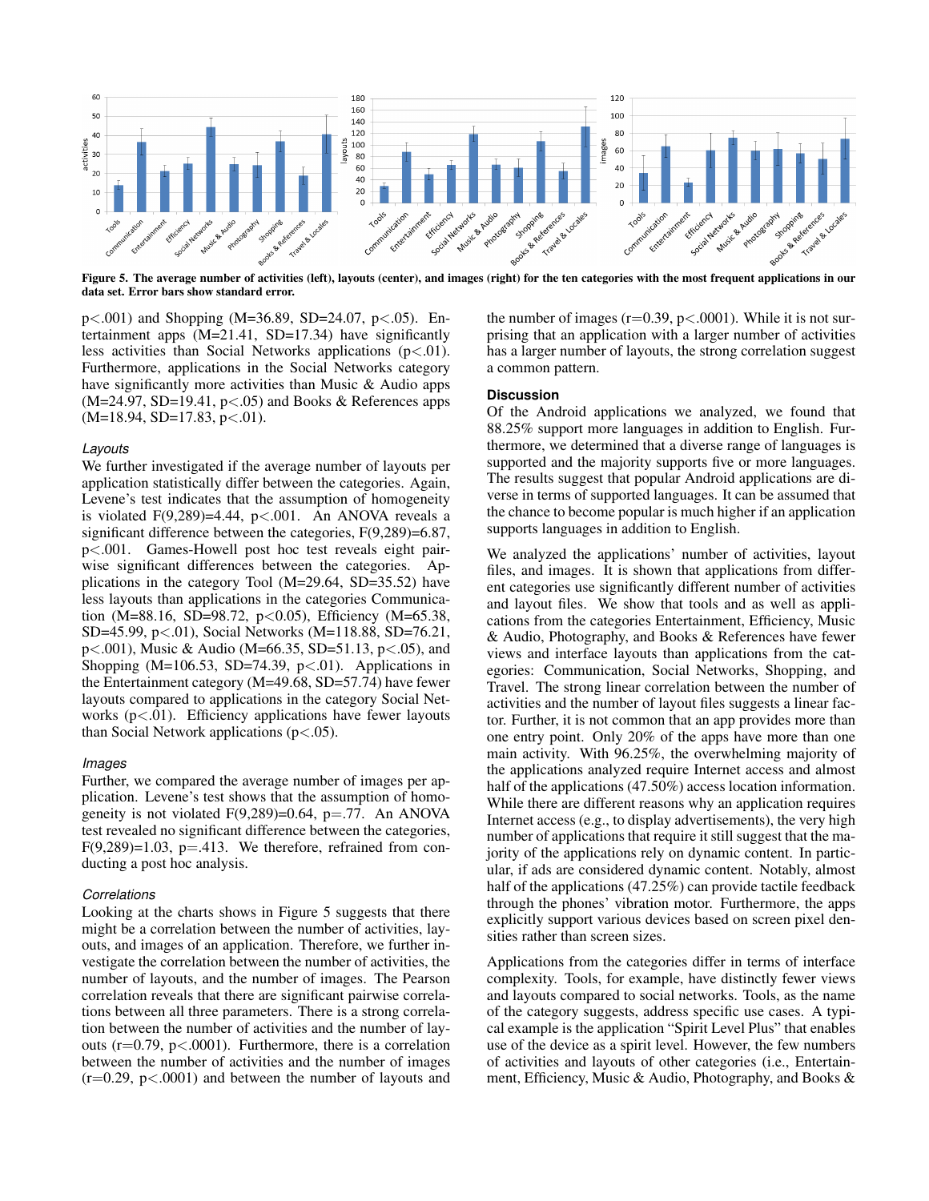Figure 5. The average number of activities (left), layouts (center), and images (right) for the ten categories with the most frequent applications in our data set. Error bars show standard error.

$p<.001$) and Shopping ($M=36.89$, $SD=24.07$, $p<.05$). Entertainment apps ($M=21.41$, $SD=17.34$) have significantly less activities than Social Networks applications ($p<.01$). Furthermore, applications in the Social Networks category have significantly more activities than Music & Audio apps ($M=24.97$, $SD=19.41$, $p<.05$) and Books & References apps ($M=18.94$, $SD=17.83$, $p<.01$).

### *Layouts*

We further investigated if the average number of layouts per application statistically differ between the categories. Again, Levene's test indicates that the assumption of homogeneity is violated $F(9,289)=4.44$, $p<.001$. An ANOVA reveals a significant difference between the categories, $F(9,289)=6.87$, $p<.001$. Games-Howell post hoc test reveals eight pairwise significant differences between the categories. Applications in the category Tool ($M=29.64$, $SD=35.52$) have less layouts than applications in the categories Communication ($M=88.16$, $SD=98.72$, $p<0.05$), Efficiency ($M=65.38$, $SD=45.99$, $p<.01$), Social Networks ($M=118.88$, $SD=76.21$, $p<.001$), Music & Audio ($M=66.35$, $SD=51.13$, $p<.05$), and Shopping ($M=106.53$, $SD=74.39$, $p<.01$). Applications in the Entertainment category ($M=49.68$, $SD=57.74$) have fewer layouts compared to applications in the category Social Networks ($p<.01$). Efficiency applications have fewer layouts than Social Network applications ($p<.05$).

### *Images*

Further, we compared the average number of images per application. Levene's test shows that the assumption of homogeneity is not violated $F(9,289)=0.64$, $p=.77$. An ANOVA test revealed no significant difference between the categories, $F(9,289)=1.03$, $p=.413$. We therefore, refrained from conducting a post hoc analysis.

### *Correlations*

Looking at the charts shows in Figure 5 suggests that there might be a correlation between the number of activities, layouts, and images of an application. Therefore, we further investigate the correlation between the number of activities, the number of layouts, and the number of images. The Pearson correlation reveals that there are significant pairwise correlations between all three parameters. There is a strong correlation between the number of activities and the number of layouts ($r=0.79$, $p<.0001$). Furthermore, there is a correlation between the number of activities and the number of images ($r=0.29$, $p<.0001$) and between the number of layouts and the number of images ($r=0.39$, $p<.0001$). While it is not surprising that an application with a larger number of activities has a larger number of layouts, the strong correlation suggest a common pattern.

## Discussion

Of the Android applications we analyzed, we found that 88.25% support more languages in addition to English. Furthermore, we determined that a diverse range of languages is supported and the majority supports five or more languages. The results suggest that popular Android applications are diverse in terms of supported languages. It can be assumed that the chance to become popular is much higher if an application supports languages in addition to English.

We analyzed the applications' number of activities, layout files, and images. It is shown that applications from different categories use significantly different number of activities and layout files. We show that tools and as well as applications from the categories Entertainment, Efficiency, Music & Audio, Photography, and Books & References have fewer views and interface layouts than applications from the categories: Communication, Social Networks, Shopping, and Travel. The strong linear correlation between the number of activities and the number of layout files suggests a linear factor. Further, it is not common that an app provides more than one entry point. Only 20% of the apps have more than one main activity. With 96.25%, the overwhelming majority of the applications analyzed require Internet access and almost half of the applications (47.50%) access location information. While there are different reasons why an application requires Internet access (e.g., to display advertisements), the very high number of applications that require it still suggest that the majority of the applications rely on dynamic content. In particular, if ads are considered dynamic content. Notably, almost half of the applications (47.25%) can provide tactile feedback through the phones' vibration motor. Furthermore, the apps explicitly support various devices based on screen pixel densities rather than screen sizes.

Applications from the categories differ in terms of interface complexity. Tools, for example, have distinctly fewer views and layouts compared to social networks. Tools, as the name of the category suggests, address specific use cases. A typical example is the application "Spirit Level Plus" that enables use of the device as a spirit level. However, the few numbers of activities and layouts of other categories (i.e., Entertainment, Efficiency, Music & Audio, Photography, and Books &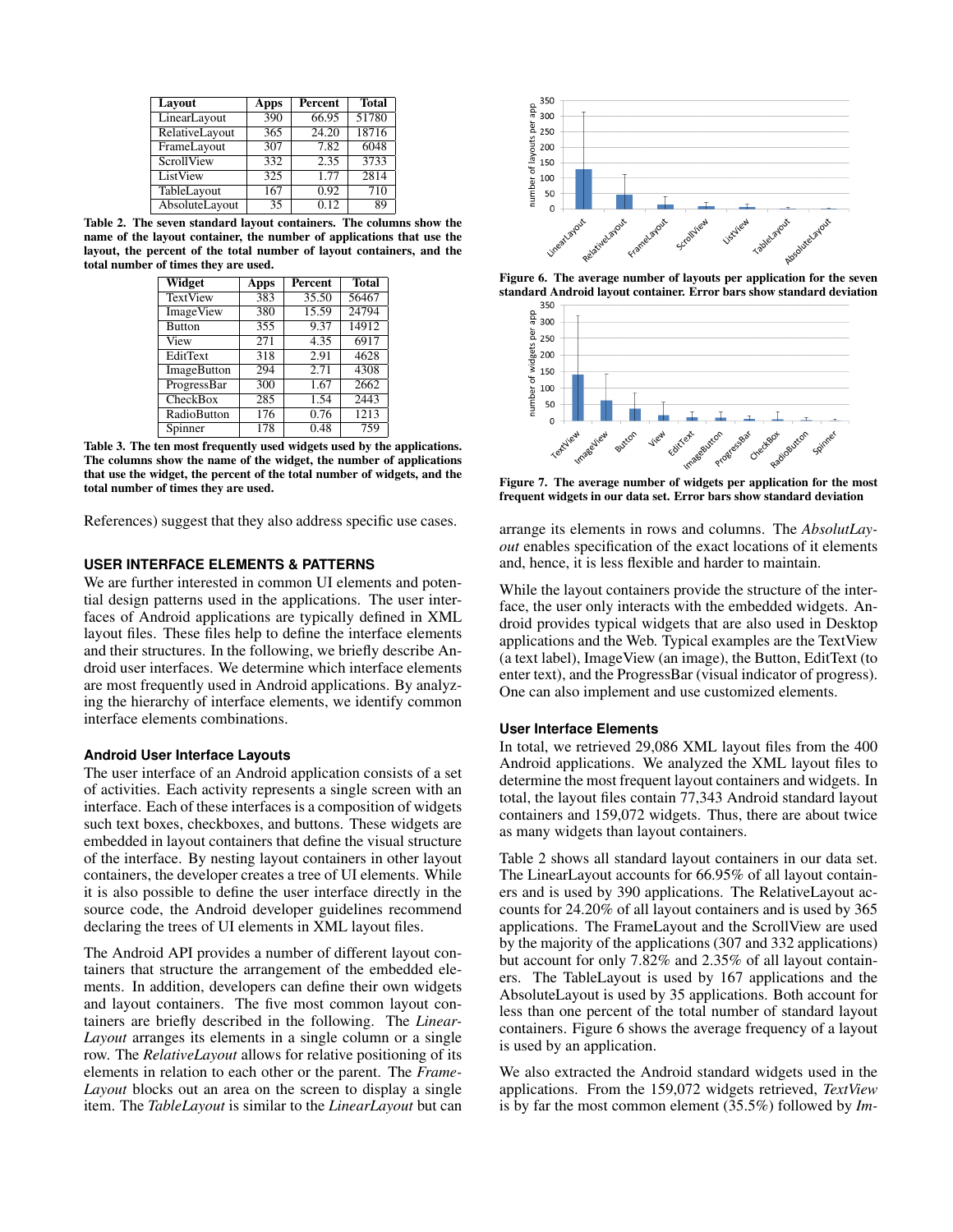| Layout | Apps | Percent | Total |
|---|---|---|---|
| LinearLayout | 390 | 66.95 | 51780 |
| RelativeLayout | 365 | 24.20 | 18716 |
| FrameLayout | 307 | 7.82 | 6048 |
| ScrollView | 332 | 2.35 | 3733 |
| ListView | 325 | 1.77 | 2814 |
| TableLayout | 167 | 0.92 | 710 |
| AbsoluteLayout | 35 | 0.12 | 89 |

**Table 2. The seven standard layout containers. The columns show the name of the layout container, the number of applications that use the layout, the percent of the total number of layout containers, and the total number of times they are used.**

| Widget | Apps | Percent | Total |
|---|---|---|---|
| TextView | 383 | 35.50 | 56467 |
| ImageView | 380 | 15.59 | 24794 |
| Button | 355 | 9.37 | 14912 |
| View | 271 | 4.35 | 6917 |
| EditText | 318 | 2.91 | 4628 |
| ImageButton | 294 | 2.71 | 4308 |
| ProgressBar | 300 | 1.67 | 2662 |
| CheckBox | 285 | 1.54 | 2443 |
| RadioButton | 176 | 0.76 | 1213 |
| Spinner | 178 | 0.48 | 759 |

**Table 3. The ten most frequently used widgets used by the applications. The columns show the name of the widget, the number of applications that use the widget, the percent of the total number of widgets, and the total number of times they are used.**

References) suggest that they also address specific use cases.

## USER INTERFACE ELEMENTS & PATTERNS

We are further interested in common UI elements and potential design patterns used in the applications. The user interfaces of Android applications are typically defined in XML layout files. These files help to define the interface elements and their structures. In the following, we briefly describe Android user interfaces. We determine which interface elements are most frequently used in Android applications. By analyzing the hierarchy of interface elements, we identify common interface elements combinations.

### Android User Interface Layouts

The user interface of an Android application consists of a set of activities. Each activity represents a single screen with an interface. Each of these interfaces is a composition of widgets such text boxes, checkboxes, and buttons. These widgets are embedded in layout containers that define the visual structure of the interface. By nesting layout containers in other layout containers, the developer creates a tree of UI elements. While it is also possible to define the user interface directly in the source code, the Android developer guidelines recommend declaring the trees of UI elements in XML layout files.

The Android API provides a number of different layout containers that structure the arrangement of the embedded elements. In addition, developers can define their own widgets and layout containers. The five most common layout containers are briefly described in the following. The *LinearLayout* arranges its elements in a single column or a single row. The *RelativeLayout* allows for relative positioning of its elements in relation to each other or the parent. The *FrameLayout* blocks out an area on the screen to display a single item. The *TableLayout* is similar to the *LinearLayout* but can

**Figure 6. The average number of layouts per application for the seven standard Android layout container. Error bars show standard deviation**

**Figure 7. The average number of widgets per application for the most frequent widgets in our data set. Error bars show standard deviation**

arrange its elements in rows and columns. The *AbsolutLayout* enables specification of the exact locations of it elements and, hence, it is less flexible and harder to maintain.

While the layout containers provide the structure of the interface, the user only interacts with the embedded widgets. Android provides typical widgets that are also used in Desktop applications and the Web. Typical examples are the TextView (a text label), ImageView (an image), the Button, EditText (to enter text), and the ProgressBar (visual indicator of progress). One can also implement and use customized elements.

### User Interface Elements

In total, we retrieved 29,086 XML layout files from the 400 Android applications. We analyzed the XML layout files to determine the most frequent layout containers and widgets. In total, the layout files contain 77,343 Android standard layout containers and 159,072 widgets. Thus, there are about twice as many widgets than layout containers.

Table 2 shows all standard layout containers in our data set. The LinearLayout accounts for 66.95% of all layout containers and is used by 390 applications. The RelativeLayout accounts for 24.20% of all layout containers and is used by 365 applications. The FrameLayout and the ScrollView are used by the majority of the applications (307 and 332 applications) but account for only 7.82% and 2.35% of all layout containers. The TableLayout is used by 167 applications and the AbsoluteLayout is used by 35 applications. Both account for less than one percent of the total number of standard layout containers. Figure 6 shows the average frequency of a layout is used by an application.

We also extracted the Android standard widgets used in the applications. From the 159,072 widgets retrieved, *TextView* is by far the most common element (35.5%) followed by *Im-*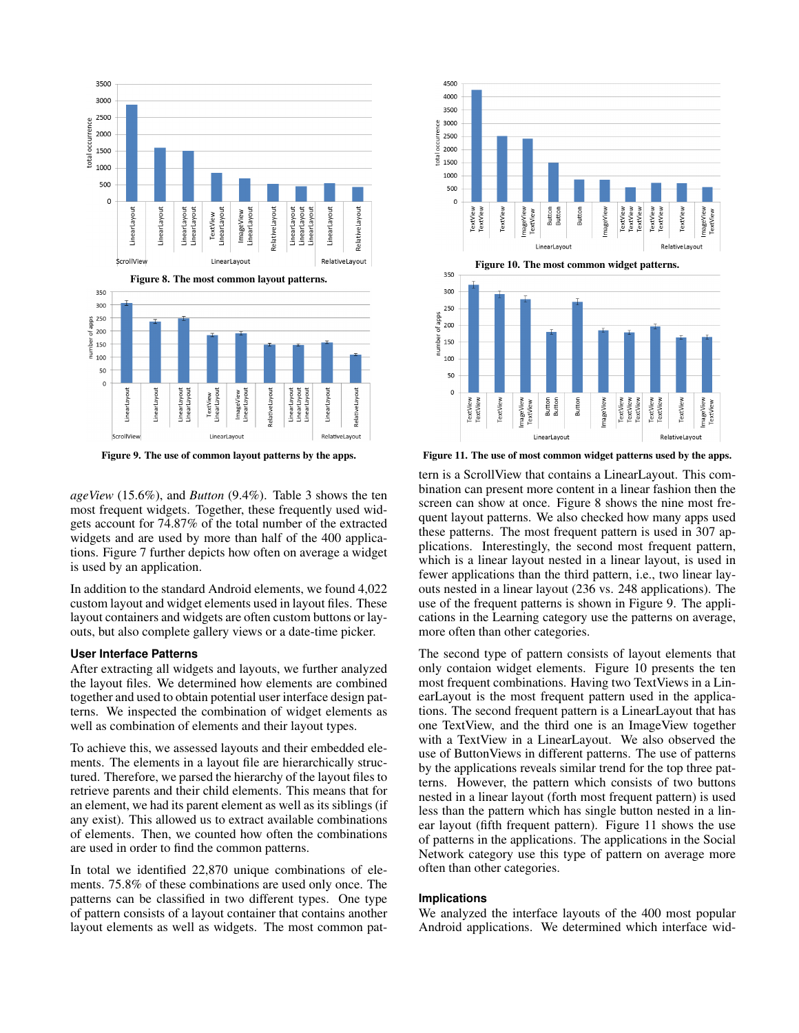Figure 8. The most common layout patterns.

Figure 9. The use of common layout patterns by the apps.

Figure 10. The most common widget patterns.

Figure 11. The use of most common widget patterns used by the apps.

*ageView* (15.6%), and *Button* (9.4%). Table 3 shows the ten most frequent widgets. Together, these frequently used widgets account for 74.87% of the total number of the extracted widgets and are used by more than half of the 400 applications. Figure 7 further depicts how often on average a widget is used by an application.

In addition to the standard Android elements, we found 4,022 custom layout and widget elements used in layout files. These layout containers and widgets are often custom buttons or layouts, but also complete gallery views or a date-time picker.

### User Interface Patterns

After extracting all widgets and layouts, we further analyzed the layout files. We determined how elements are combined together and used to obtain potential user interface design patterns. We inspected the combination of widget elements as well as combination of elements and their layout types.

To achieve this, we assessed layouts and their embedded elements. The elements in a layout file are hierarchically structured. Therefore, we parsed the hierarchy of the layout files to retrieve parents and their child elements. This means that for an element, we had its parent element as well as its siblings (if any exist). This allowed us to extract available combinations of elements. Then, we counted how often the combinations are used in order to find the common patterns.

In total we identified 22,870 unique combinations of elements. 75.8% of these combinations are used only once. The patterns can be classified in two different types. One type of pattern consists of a layout container that contains another layout elements as well as widgets. The most common pattern is a ScrollView that contains a LinearLayout. This combination can present more content in a linear fashion then the screen can show at once. Figure 8 shows the nine most frequent layout patterns. We also checked how many apps used these patterns. The most frequent pattern is used in 307 applications. Interestingly, the second most frequent pattern, which is a linear layout nested in a linear layout, is used in fewer applications than the third pattern, i.e., two linear layouts nested in a linear layout (236 vs. 248 applications). The use of the frequent patterns is shown in Figure 9. The applications in the Learning category use the patterns on average, more often than other categories.

The second type of pattern consists of layout elements that only contaion widget elements. Figure 10 presents the ten most frequent combinations. Having two TextViews in a LinearLayout is the most frequent pattern used in the applications. The second frequent pattern is a LinearLayout that has one TextView, and the third one is an ImageView together with a TextView in a LinearLayout. We also observed the use of ButtonViews in different patterns. The use of patterns by the applications reveals similar trend for the top three patterns. However, the pattern which consists of two buttons nested in a linear layout (forth most frequent pattern) is used less than the pattern which has single button nested in a linear layout (fifth frequent pattern). Figure 11 shows the use of patterns in the applications. The applications in the Social Network category use this type of pattern on average more often than other categories.

### Implications

We analyzed the interface layouts of the 400 most popular Android applications. We determined which interface wid-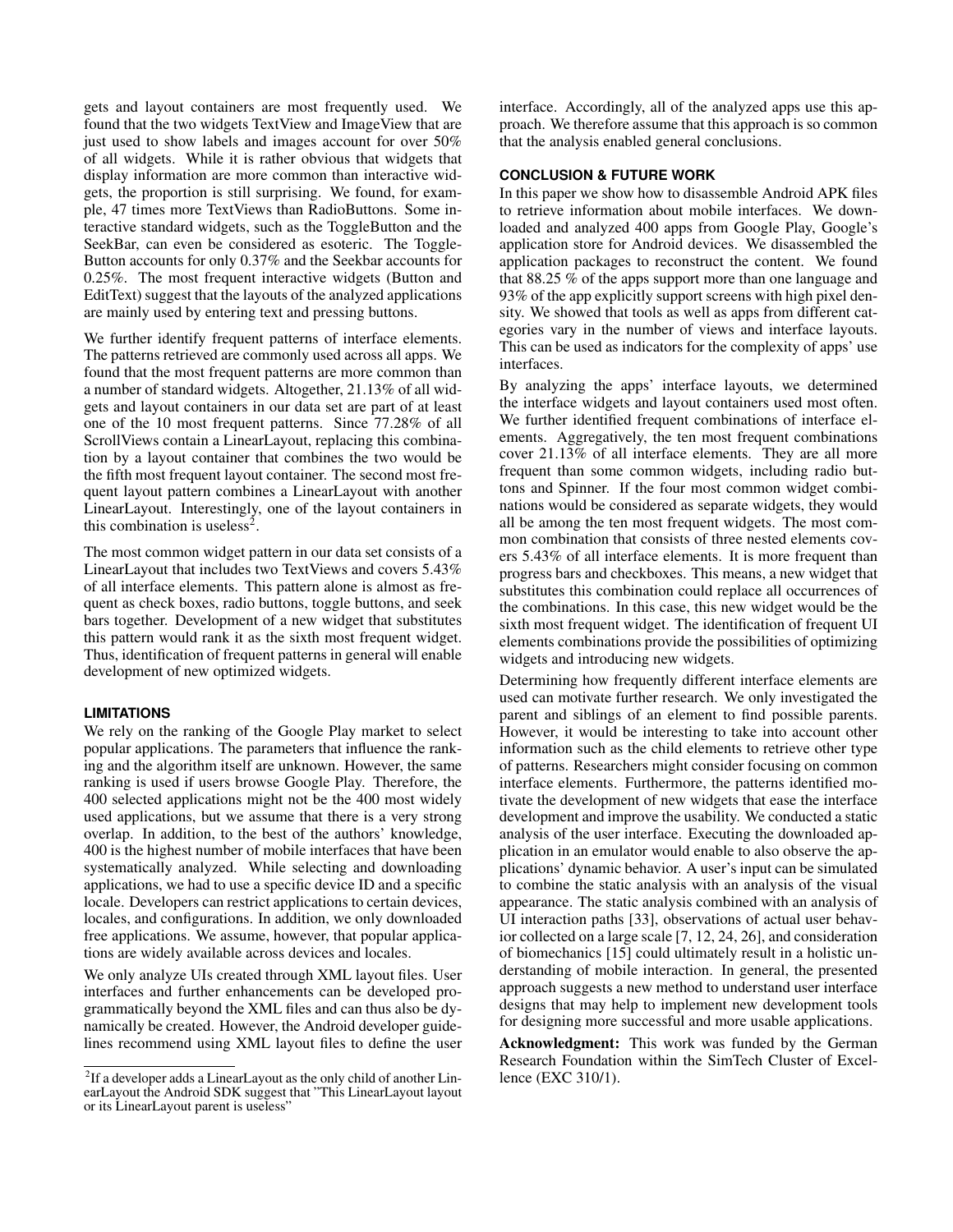gets and layout containers are most frequently used. We found that the two widgets TextView and ImageView that are just used to show labels and images account for over 50% of all widgets. While it is rather obvious that widgets that display information are more common than interactive widgets, the proportion is still surprising. We found, for example, 47 times more TextViews than RadioButtons. Some interactive standard widgets, such as the ToggleButton and the SeekBar, can even be considered as esoteric. The ToggleButton accounts for only 0.37% and the Seekbar accounts for 0.25%. The most frequent interactive widgets (Button and EditText) suggest that the layouts of the analyzed applications are mainly used by entering text and pressing buttons.

We further identify frequent patterns of interface elements. The patterns retrieved are commonly used across all apps. We found that the most frequent patterns are more common than a number of standard widgets. Altogether, 21.13% of all widgets and layout containers in our data set are part of at least one of the 10 most frequent patterns. Since 77.28% of all ScrollViews contain a LinearLayout, replacing this combination by a layout container that combines the two would be the fifth most frequent layout container. The second most frequent layout pattern combines a LinearLayout with another LinearLayout. Interestingly, one of the layout containers in this combination is useless[2].

The most common widget pattern in our data set consists of a LinearLayout that includes two TextViews and covers 5.43% of all interface elements. This pattern alone is almost as frequent as check boxes, radio buttons, toggle buttons, and seek bars together. Development of a new widget that substitutes this pattern would rank it as the sixth most frequent widget. Thus, identification of frequent patterns in general will enable development of new optimized widgets.

## LIMITATIONS

We rely on the ranking of the Google Play market to select popular applications. The parameters that influence the ranking and the algorithm itself are unknown. However, the same ranking is used if users browse Google Play. Therefore, the 400 selected applications might not be the 400 most widely used applications, but we assume that there is a very strong overlap. In addition, to the best of the authors' knowledge, 400 is the highest number of mobile interfaces that have been systematically analyzed. While selecting and downloading applications, we had to use a specific device ID and a specific locale. Developers can restrict applications to certain devices, locales, and configurations. In addition, we only downloaded free applications. We assume, however, that popular applications are widely available across devices and locales.

We only analyze UIs created through XML layout files. User interfaces and further enhancements can be developed programmatically beyond the XML files and can thus also be dynamically be created. However, the Android developer guidelines recommend using XML layout files to define the user interface. Accordingly, all of the analyzed apps use this approach. We therefore assume that this approach is so common that the analysis enabled general conclusions.

## CONCLUSION & FUTURE WORK

In this paper we show how to disassemble Android APK files to retrieve information about mobile interfaces. We downloaded and analyzed 400 apps from Google Play, Google's application store for Android devices. We disassembled the application packages to reconstruct the content. We found that 88.25 % of the apps support more than one language and 93% of the app explicitly support screens with high pixel density. We showed that tools as well as apps from different categories vary in the number of views and interface layouts. This can be used as indicators for the complexity of apps' use interfaces.

By analyzing the apps' interface layouts, we determined the interface widgets and layout containers used most often. We further identified frequent combinations of interface elements. Aggregatively, the ten most frequent combinations cover 21.13% of all interface elements. They are all more frequent than some common widgets, including radio buttons and Spinner. If the four most common widget combinations would be considered as separate widgets, they would all be among the ten most frequent widgets. The most common combination that consists of three nested elements covers 5.43% of all interface elements. It is more frequent than progress bars and checkboxes. This means, a new widget that substitutes this combination could replace all occurrences of the combinations. In this case, this new widget would be the sixth most frequent widget. The identification of frequent UI elements combinations provide the possibilities of optimizing widgets and introducing new widgets.

Determining how frequently different interface elements are used can motivate further research. We only investigated the parent and siblings of an element to find possible parents. However, it would be interesting to take into account other information such as the child elements to retrieve other type of patterns. Researchers might consider focusing on common interface elements. Furthermore, the patterns identified motivate the development of new widgets that ease the interface development and improve the usability. We conducted a static analysis of the user interface. Executing the downloaded application in an emulator would enable to also observe the applications' dynamic behavior. A user's input can be simulated to combine the static analysis with an analysis of the visual appearance. The static analysis combined with an analysis of UI interaction paths [33], observations of actual user behavior collected on a large scale [7, 12, 24, 26], and consideration of biomechanics [15] could ultimately result in a holistic understanding of mobile interaction. In general, the presented approach suggests a new method to understand user interface designs that may help to implement new development tools for designing more successful and more usable applications.

**Acknowledgment:** This work was funded by the German Research Foundation within the SimTech Cluster of Excellence (EXC 310/1).

[2] If a developer adds a LinearLayout as the only child of another LinearLayout the Android SDK suggest that "This LinearLayout layout or its LinearLayout parent is useless"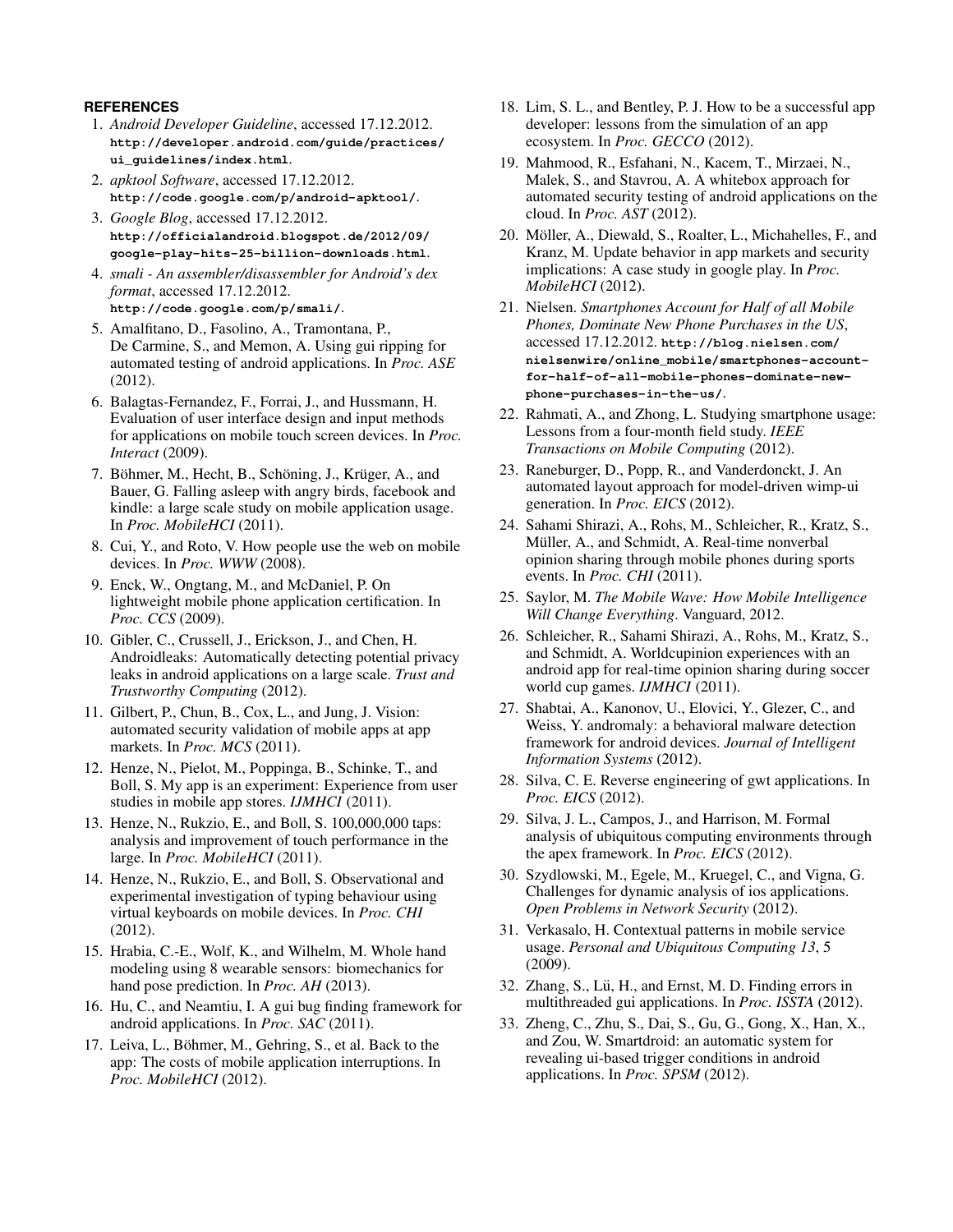## REFERENCES

1. *Android Developer Guideline*, accessed 17.12.2012. `http://developer.android.com/guide/practices/ui_guidelines/index.html`.
2. *apktool Software*, accessed 17.12.2012. `http://code.google.com/p/android-apktool/`.
3. *Google Blog*, accessed 17.12.2012. `http://officialandroid.blogspot.de/2012/09/google-play-hits-25-billion-downloads.html`.
4. *smali - An assembler/disassembler for Android's dex format*, accessed 17.12.2012. `http://code.google.com/p/smali/`.
5. Amalfitano, D., Fasolino, A., Tramontana, P., De Carmine, S., and Memon, A. Using gui ripping for automated testing of android applications. In *Proc. ASE* (2012).
6. Balagtas-Fernandez, F., Forrai, J., and Hussmann, H. Evaluation of user interface design and input methods for applications on mobile touch screen devices. In *Proc. Interact* (2009).
7. Böhmer, M., Hecht, B., Schöning, J., Krüger, A., and Bauer, G. Falling asleep with angry birds, facebook and kindle: a large scale study on mobile application usage. In *Proc. MobileHCI* (2011).
8. Cui, Y., and Roto, V. How people use the web on mobile devices. In *Proc. WWW* (2008).
9. Enck, W., Ongtang, M., and McDaniel, P. On lightweight mobile phone application certification. In *Proc. CCS* (2009).
10. Gibler, C., Crussell, J., Erickson, J., and Chen, H. Androidleaks: Automatically detecting potential privacy leaks in android applications on a large scale. *Trust and Trustworthy Computing* (2012).
11. Gilbert, P., Chun, B., Cox, L., and Jung, J. Vision: automated security validation of mobile apps at app markets. In *Proc. MCS* (2011).
12. Henze, N., Pielot, M., Poppinga, B., Schinke, T., and Boll, S. My app is an experiment: Experience from user studies in mobile app stores. *IJMHCI* (2011).
13. Henze, N., Rukzio, E., and Boll, S. 100,000,000 taps: analysis and improvement of touch performance in the large. In *Proc. MobileHCI* (2011).
14. Henze, N., Rukzio, E., and Boll, S. Observational and experimental investigation of typing behaviour using virtual keyboards on mobile devices. In *Proc. CHI* (2012).
15. Hrabia, C.-E., Wolf, K., and Wilhelm, M. Whole hand modeling using 8 wearable sensors: biomechanics for hand pose prediction. In *Proc. AH* (2013).
16. Hu, C., and Neamtiu, I. A gui bug finding framework for android applications. In *Proc. SAC* (2011).
17. Leiva, L., Böhmer, M., Gehring, S., et al. Back to the app: The costs of mobile application interruptions. In *Proc. MobileHCI* (2012).
18. Lim, S. L., and Bentley, P. J. How to be a successful app developer: lessons from the simulation of an app ecosystem. In *Proc. GECCO* (2012).
19. Mahmood, R., Esfahani, N., Kacem, T., Mirzaei, N., Malek, S., and Stavrou, A. A whitebox approach for automated security testing of android applications on the cloud. In *Proc. AST* (2012).
20. Möller, A., Diewald, S., Roalter, L., Michahelles, F., and Kranz, M. Update behavior in app markets and security implications: A case study in google play. In *Proc. MobileHCI* (2012).
21. Nielsen. *Smartphones Account for Half of all Mobile Phones, Dominate New Phone Purchases in the US*, accessed 17.12.2012. `http://blog.nielsen.com/nielsenwire/online_mobile/smartphones-account-for-half-of-all-mobile-phones-dominate-new-phone-purchases-in-the-us/`.
22. Rahmati, A., and Zhong, L. Studying smartphone usage: Lessons from a four-month field study. *IEEE Transactions on Mobile Computing* (2012).
23. Raneburger, D., Popp, R., and Vanderdonckt, J. An automated layout approach for model-driven wimp-ui generation. In *Proc. EICS* (2012).
24. Sahami Shirazi, A., Rohs, M., Schleicher, R., Kratz, S., Müller, A., and Schmidt, A. Real-time nonverbal opinion sharing through mobile phones during sports events. In *Proc. CHI* (2011).
25. Saylor, M. *The Mobile Wave: How Mobile Intelligence Will Change Everything*. Vanguard, 2012.
26. Schleicher, R., Sahami Shirazi, A., Rohs, M., Kratz, S., and Schmidt, A. Worldcupinion experiences with an android app for real-time opinion sharing during soccer world cup games. *IJMHCI* (2011).
27. Shabtai, A., Kanonov, U., Elovici, Y., Glezer, C., and Weiss, Y. andromaly: a behavioral malware detection framework for android devices. *Journal of Intelligent Information Systems* (2012).
28. Silva, C. E. Reverse engineering of gwt applications. In *Proc. EICS* (2012).
29. Silva, J. L., Campos, J., and Harrison, M. Formal analysis of ubiquitous computing environments through the apex framework. In *Proc. EICS* (2012).
30. Szydlowski, M., Egele, M., Kruegel, C., and Vigna, G. Challenges for dynamic analysis of ios applications. *Open Problems in Network Security* (2012).
31. Verkasalo, H. Contextual patterns in mobile service usage. *Personal and Ubiquitous Computing 13*, 5 (2009).
32. Zhang, S., Lü, H., and Ernst, M. D. Finding errors in multithreaded gui applications. In *Proc. ISSTA* (2012).
33. Zheng, C., Zhu, S., Dai, S., Gu, G., Gong, X., Han, X., and Zou, W. Smartdroid: an automatic system for revealing ui-based trigger conditions in android applications. In *Proc. SPSM* (2012).